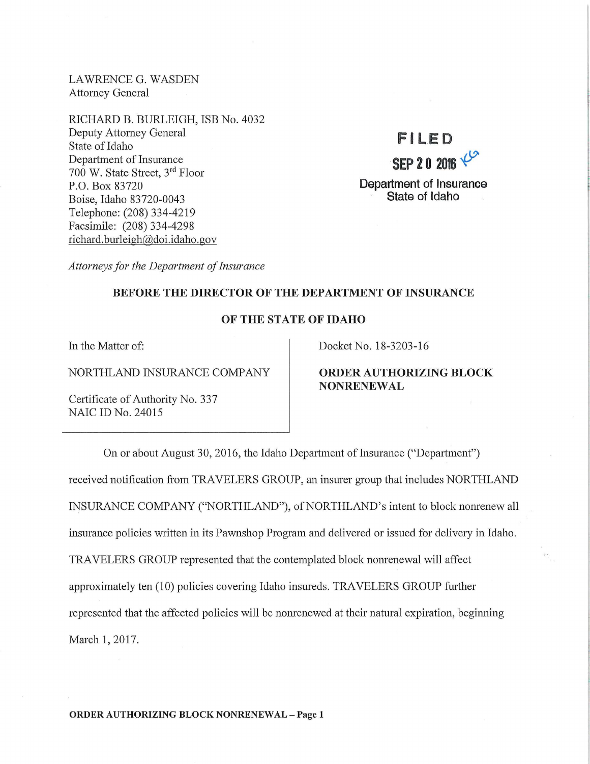LAWRENCE G. WASDEN
Attorney General

RICHARD B. BURLEIGH, ISB No. 4032
Deputy Attorney General
State of Idaho
Department of Insurance
700 W. State Street, 3rd Floor
P.O. Box 83720
Boise, Idaho 83720-0043
Telephone: (208) 334-4219
Facsimile: (208) 334-4298
richard.burleigh@doi.idaho.gov

*Attorneys for the Department of Insurance*

**FILED**
**SEP 20 2016**
Department of Insurance
State of Idaho

**BEFORE THE DIRECTOR OF THE DEPARTMENT OF INSURANCE**

**OF THE STATE OF IDAHO**

| In the Matter of: NORTHLAND INSURANCE COMPANY Certificate of Authority No. 337 NAIC ID No. 24015 | Docket No. 18-3203-16 **ORDER AUTHORIZING BLOCK NONRENEWAL** |
|---|---|

On or about August 30, 2016, the Idaho Department of Insurance ("Department") received notification from TRAVELERS GROUP, an insurer group that includes NORTHLAND INSURANCE COMPANY ("NORTHLAND"), of NORTHLAND's intent to block nonrenew all insurance policies written in its Pawnshop Program and delivered or issued for delivery in Idaho. TRAVELERS GROUP represented that the contemplated block nonrenewal will affect approximately ten (10) policies covering Idaho insureds. TRAVELERS GROUP further represented that the affected policies will be nonrenewed at their natural expiration, beginning March 1, 2017.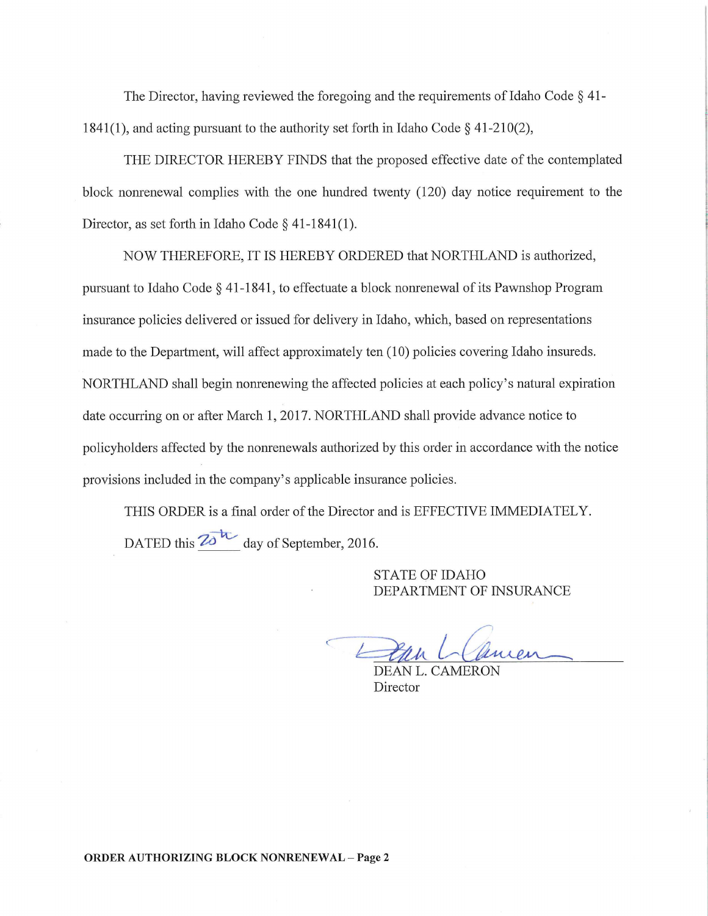The Director, having reviewed the foregoing and the requirements of Idaho Code § 41-1841(1), and acting pursuant to the authority set forth in Idaho Code § 41-210(2),

THE DIRECTOR HEREBY FINDS that the proposed effective date of the contemplated block nonrenewal complies with the one hundred twenty (120) day notice requirement to the Director, as set forth in Idaho Code § 41-1841(1).

NOW THEREFORE, IT IS HEREBY ORDERED that NORTHLAND is authorized, pursuant to Idaho Code § 41-1841, to effectuate a block nonrenewal of its Pawnshop Program insurance policies delivered or issued for delivery in Idaho, which, based on representations made to the Department, will affect approximately ten (10) policies covering Idaho insureds. NORTHLAND shall begin nonrenewing the affected policies at each policy's natural expiration date occurring on or after March 1, 2017. NORTHLAND shall provide advance notice to policyholders affected by the nonrenewals authorized by this order in accordance with the notice provisions included in the company's applicable insurance policies.

THIS ORDER is a final order of the Director and is EFFECTIVE IMMEDIATELY.

DATED this 20th day of September, 2016.

STATE OF IDAHO
DEPARTMENT OF INSURANCE

DEAN L. CAMERON
Director

**ORDER AUTHORIZING BLOCK NONRENEWAL – Page 2**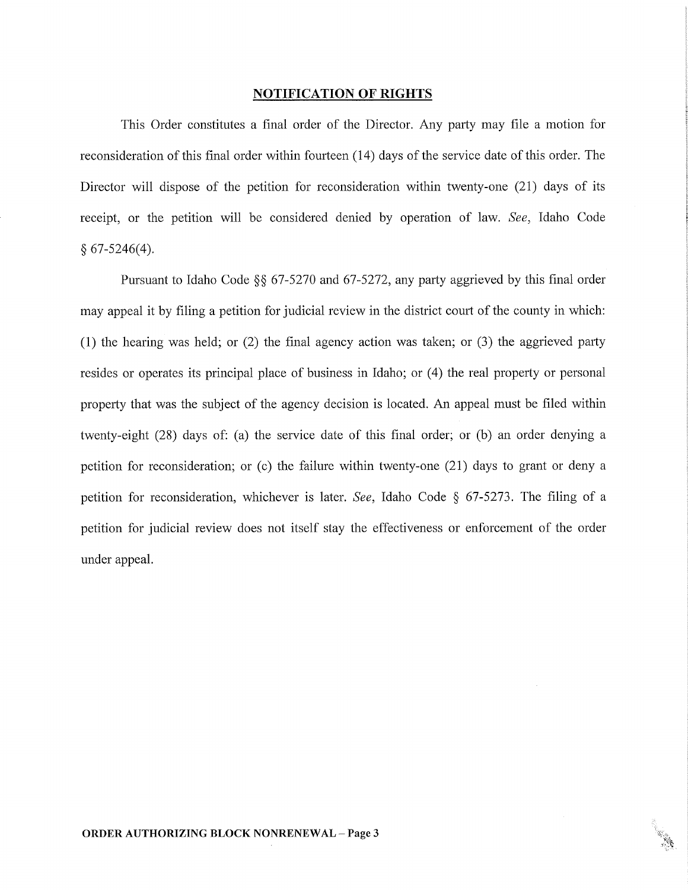## NOTIFICATION OF RIGHTS

This Order constitutes a final order of the Director. Any party may file a motion for reconsideration of this final order within fourteen (14) days of the service date of this order. The Director will dispose of the petition for reconsideration within twenty-one (21) days of its receipt, or the petition will be considered denied by operation of law. *See*, Idaho Code § 67-5246(4).

Pursuant to Idaho Code §§ 67-5270 and 67-5272, any party aggrieved by this final order may appeal it by filing a petition for judicial review in the district court of the county in which: (1) the hearing was held; or (2) the final agency action was taken; or (3) the aggrieved party resides or operates its principal place of business in Idaho; or (4) the real property or personal property that was the subject of the agency decision is located. An appeal must be filed within twenty-eight (28) days of: (a) the service date of this final order; or (b) an order denying a petition for reconsideration; or (c) the failure within twenty-one (21) days to grant or deny a petition for reconsideration, whichever is later. *See*, Idaho Code § 67-5273. The filing of a petition for judicial review does not itself stay the effectiveness or enforcement of the order under appeal.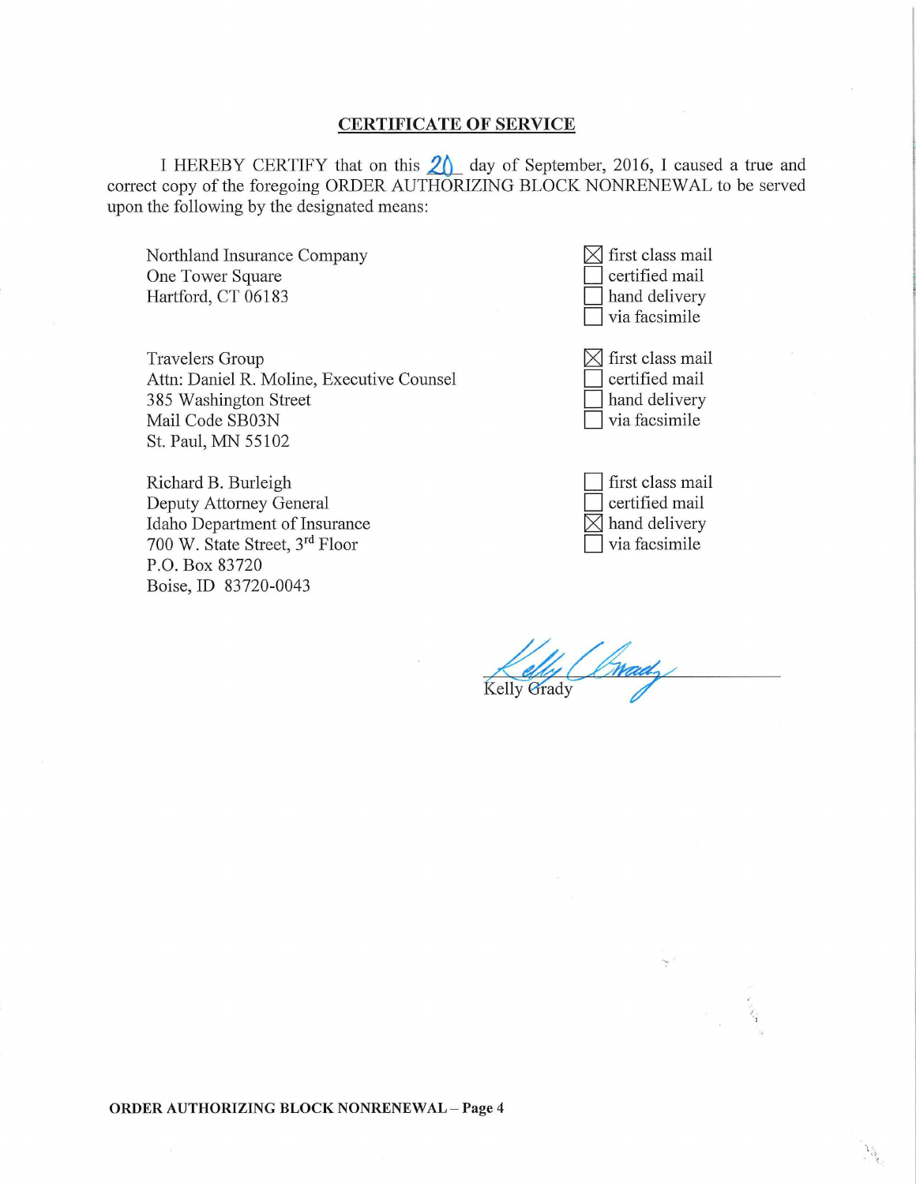## CERTIFICATE OF SERVICE

I HEREBY CERTIFY that on this 20 day of September, 2016, I caused a true and correct copy of the foregoing ORDER AUTHORIZING BLOCK NONRENEWAL to be served upon the following by the designated means:

| | |
|---|---|
| Northland Insurance Company<br>One Tower Square<br>Hartford, CT 06183 | ☒ first class mail<br>☐ certified mail<br>☐ hand delivery<br>☐ via facsimile |
| Travelers Group<br>Attn: Daniel R. Moline, Executive Counsel<br>385 Washington Street<br>Mail Code SB03N<br>St. Paul, MN 55102 | ☒ first class mail<br>☐ certified mail<br>☐ hand delivery<br>☐ via facsimile |
| Richard B. Burleigh<br>Deputy Attorney General<br>Idaho Department of Insurance<br>700 W. State Street, 3rd Floor<br>P.O. Box 83720<br>Boise, ID 83720-0043 | ☐ first class mail<br>☐ certified mail<br>☒ hand delivery<br>☐ via facsimile |

Kelly Grady

Kelly Grady